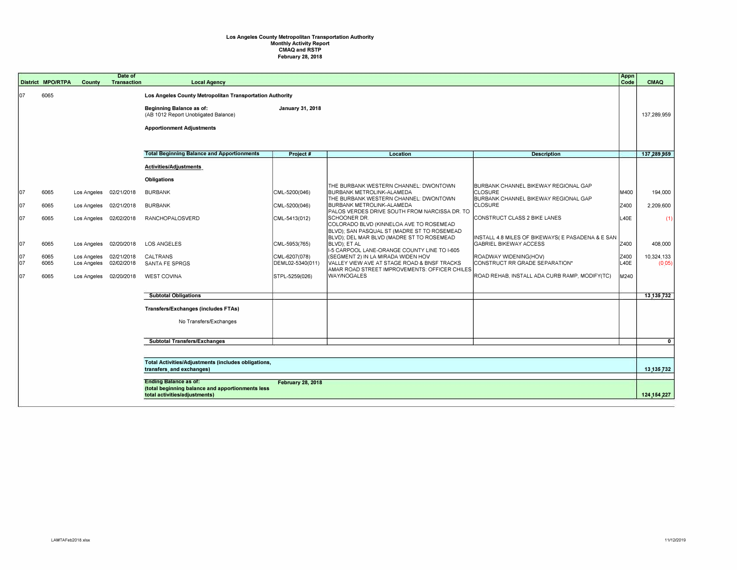**Los Angeles County Metropolitan Transportation Authority**
**Monthly Activity Report**
**CMAQ and RSTP**
**February 28, 2018**

| District | MPO/RTPA | County | Date of Transaction | Local Agency | Project # | Location | Description | Appn Code | CMAQ |
|---|---|---|---|---|---|---|---|---|---|
| 07 | 6065 | | | **Los Angeles County Metropolitan Transportation Authority** | | | | | |
| | | | | **Beginning Balance as of:** January 31, 2018 (AB 1012 Report Unobligated Balance) | | | | | 137,289,959 |
| | | | | **Apportionment Adjustments** | | | | | |
| | | | | **Total Beginning Balance and Apportionments** | **Project #** | **Location** | **Description** | | **137,289,959** |
| | | | | **Activities/Adjustments** | | | | | |
| | | | | **Obligations** | | | | | |
| 07 | 6065 | Los Angeles | 02/21/2018 | BURBANK | CML-5200(046) | THE BURBANK WESTERN CHANNEL: DWONTOWN BURBANK METROLINK-ALAMEDA | BURBANK CHANNEL BIKEWAY REGIONAL GAP CLOSURE | M400 | 194,000 |
| 07 | 6065 | Los Angeles | 02/21/2018 | BURBANK | CML-5200(046) | THE BURBANK WESTERN CHANNEL: DWONTOWN BURBANK METROLINK-ALAMEDA | BURBANK CHANNEL BIKEWAY REGIONAL GAP CLOSURE | Z400 | 2,209,600 |
| 07 | 6065 | Los Angeles | 02/02/2018 | RANCHOPALOSVERD | CML-5413(012) | PALOS VERDES DRIVE SOUTH FROM NARCISSA DR. TO SCHOONER DR. | CONSTRUCT CLASS 2 BIKE LANES | L40E | (1) |
| 07 | 6065 | Los Angeles | 02/20/2018 | LOS ANGELES | CML-5953(765) | COLORADO BLVD (KINNELOA AVE TO ROSEMEAD BLVD); SAN PASQUAL ST (MADRE ST TO ROSEMEAD BLVD); DEL MAR BLVD (MADRE ST TO ROSEMEAD BLVD); ET AL | INSTALL 4.8 MILES OF BIKEWAYS( E PASADENA & E SAN GABRIEL BIKEWAY ACCESS | Z400 | 408,000 |
| 07 | 6065 | Los Angeles | 02/21/2018 | CALTRANS | CML-6207(078) | I-5 CARPOOL LANE-ORANGE COUNTY LINE TO I-605 (SEGMENT 2) IN LA MIRADA WIDEN HOV | ROADWAY WIDENING(HOV) | Z400 | 10,324,133 |
| 07 | 6065 | Los Angeles | 02/02/2018 | SANTA FE SPRGS | DEML02-5340(011) | VALLEY VIEW AVE AT STAGE ROAD & BNSF TRACKS | CONSTRUCT RR GRADE SEPARATION* | L40E | (0.05) |
| 07 | 6065 | Los Angeles | 02/20/2018 | WEST COVINA | STPL-5259(026) | AMAR ROAD STREET IMPROVEMENTS: OFFICER CHILES WAY/NOGALES | ROAD REHAB, INSTALL ADA CURB RAMP, MODIFY(TC) | M240 | |
| | | | | **Subtotal Obligations** | | | | | **13,135,732** |
| | | | | **Transfers/Exchanges (includes FTAs)** | | | | | |
| | | | | No Transfers/Exchanges | | | | | |
| | | | | **Subtotal Transfers/Exchanges** | | | | | **0** |
| | | | | **Total Activities/Adjustments (includes obligations, transfers, and exchanges)** | | | | | **13,135,732** |
| | | | | **Ending Balance as of:** February 28, 2018 **(total beginning balance and apportionments less total activities/adjustments)** | | | | | **124,154,227** |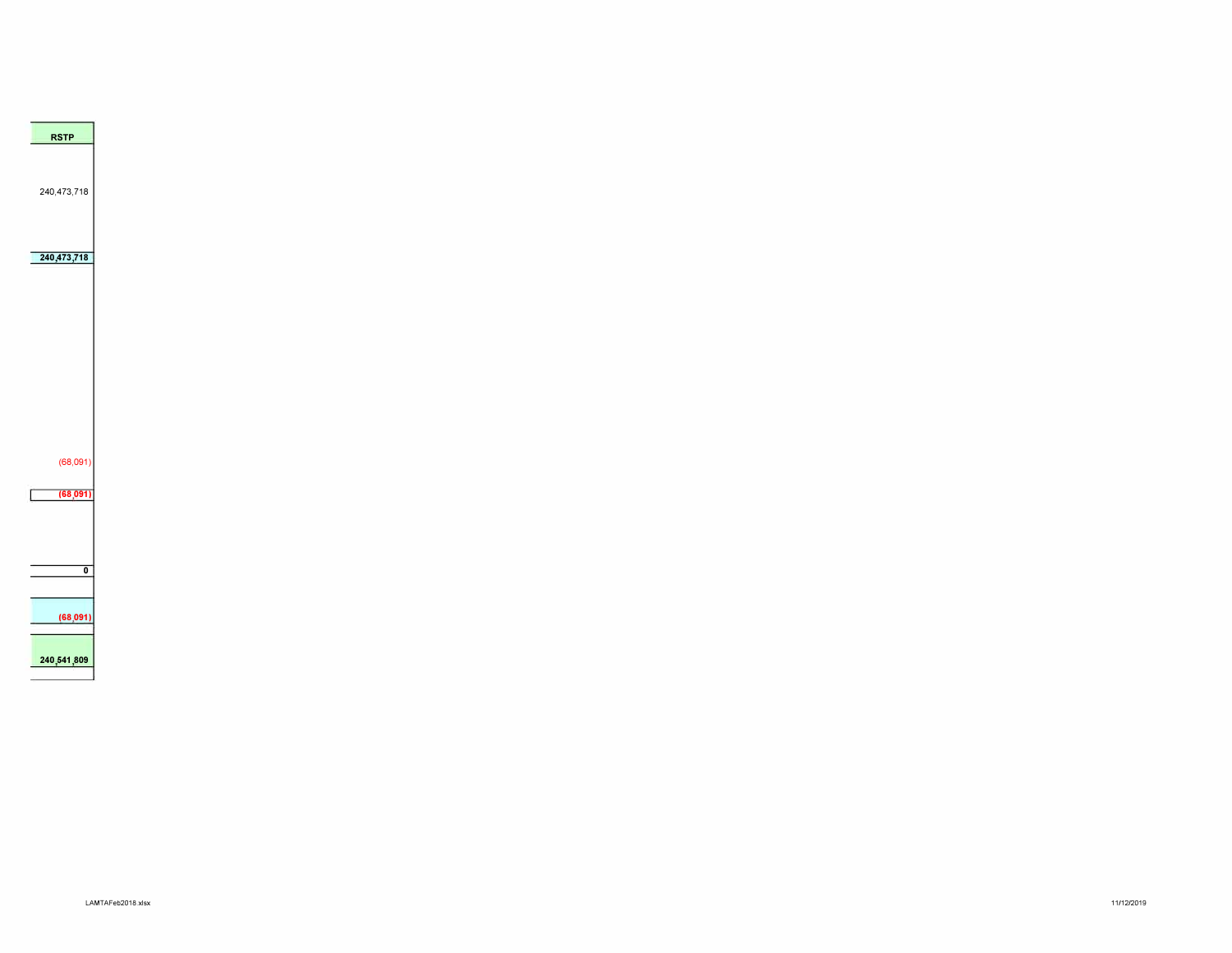| RSTP |
| --- |
| 240,473,718 |
| **240,473,718** |
| (68,091) |
| **(68,091)** |
| **0** |
| **(68,091)** |
| **240,541,809** |